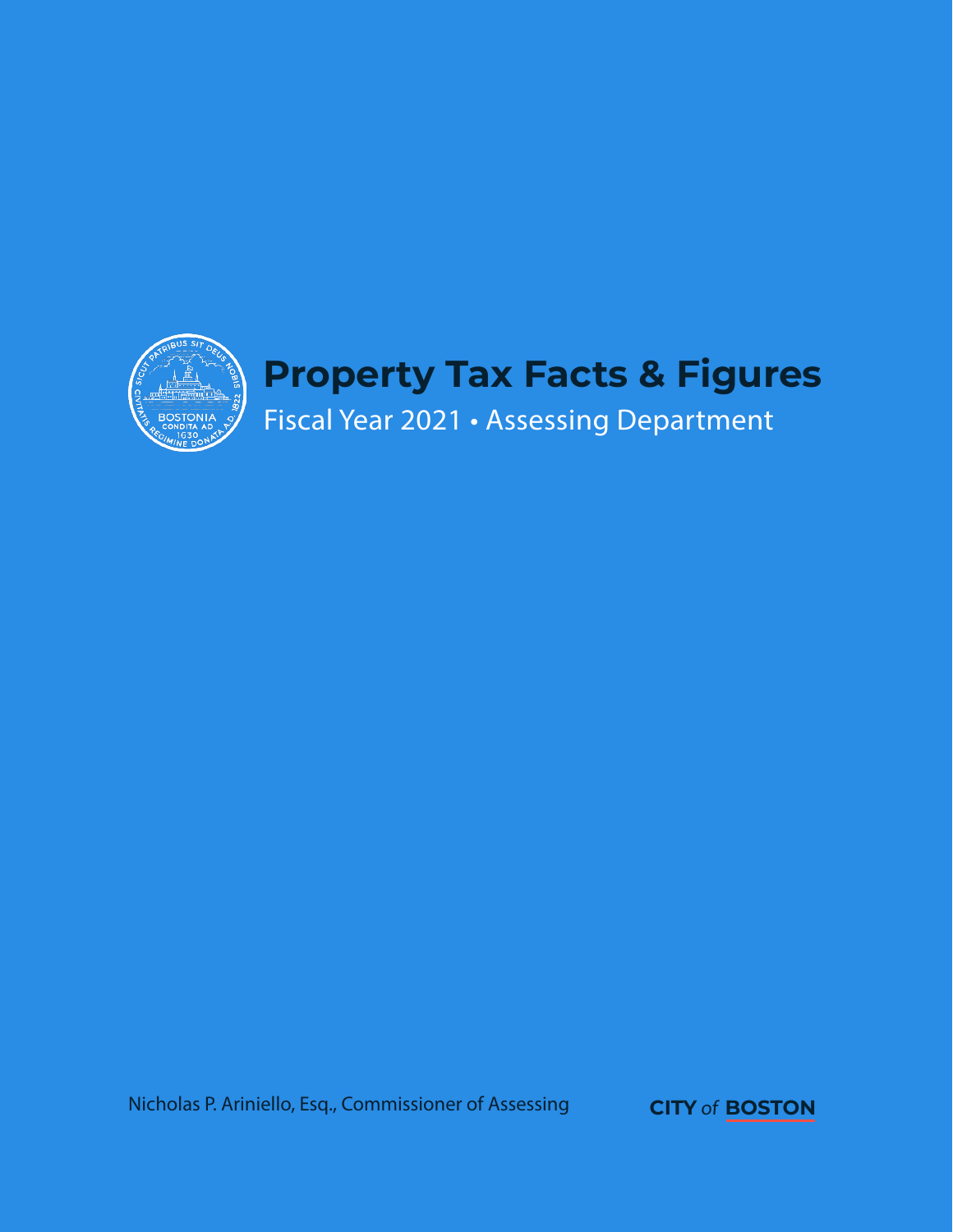# Property Tax Facts & Figures

Fiscal Year 2021 • Assessing Department

Nicholas P. Ariniello, Esq., Commissioner of Assessing

**CITY** *of* **BOSTON**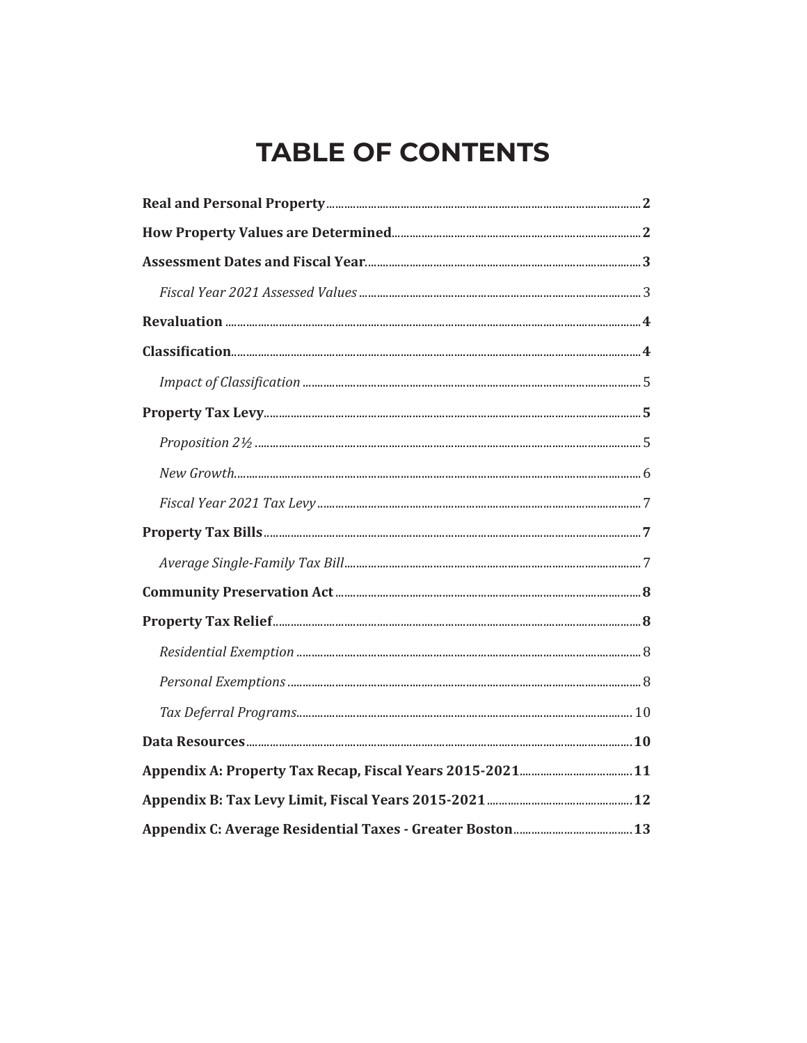# TABLE OF CONTENTS

**Real and Personal Property** .......... **2**

**How Property Values are Determined** .......... **2**

**Assessment Dates and Fiscal Year** .......... **3**

- *Fiscal Year 2021 Assessed Values* .......... 3

**Revaluation** .......... **4**

**Classification** .......... **4**

- *Impact of Classification* .......... 5

**Property Tax Levy** .......... **5**

- *Proposition 2½* .......... 5
- *New Growth* .......... 6
- *Fiscal Year 2021 Tax Levy* .......... 7

**Property Tax Bills** .......... **7**

- *Average Single-Family Tax Bill* .......... 7

**Community Preservation Act** .......... **8**

**Property Tax Relief** .......... **8**

- *Residential Exemption* .......... 8
- *Personal Exemptions* .......... 8
- *Tax Deferral Programs* .......... 10

**Data Resources** .......... **10**

**Appendix A: Property Tax Recap, Fiscal Years 2015-2021** .......... **11**

**Appendix B: Tax Levy Limit, Fiscal Years 2015-2021** .......... **12**

**Appendix C: Average Residential Taxes - Greater Boston** .......... **13**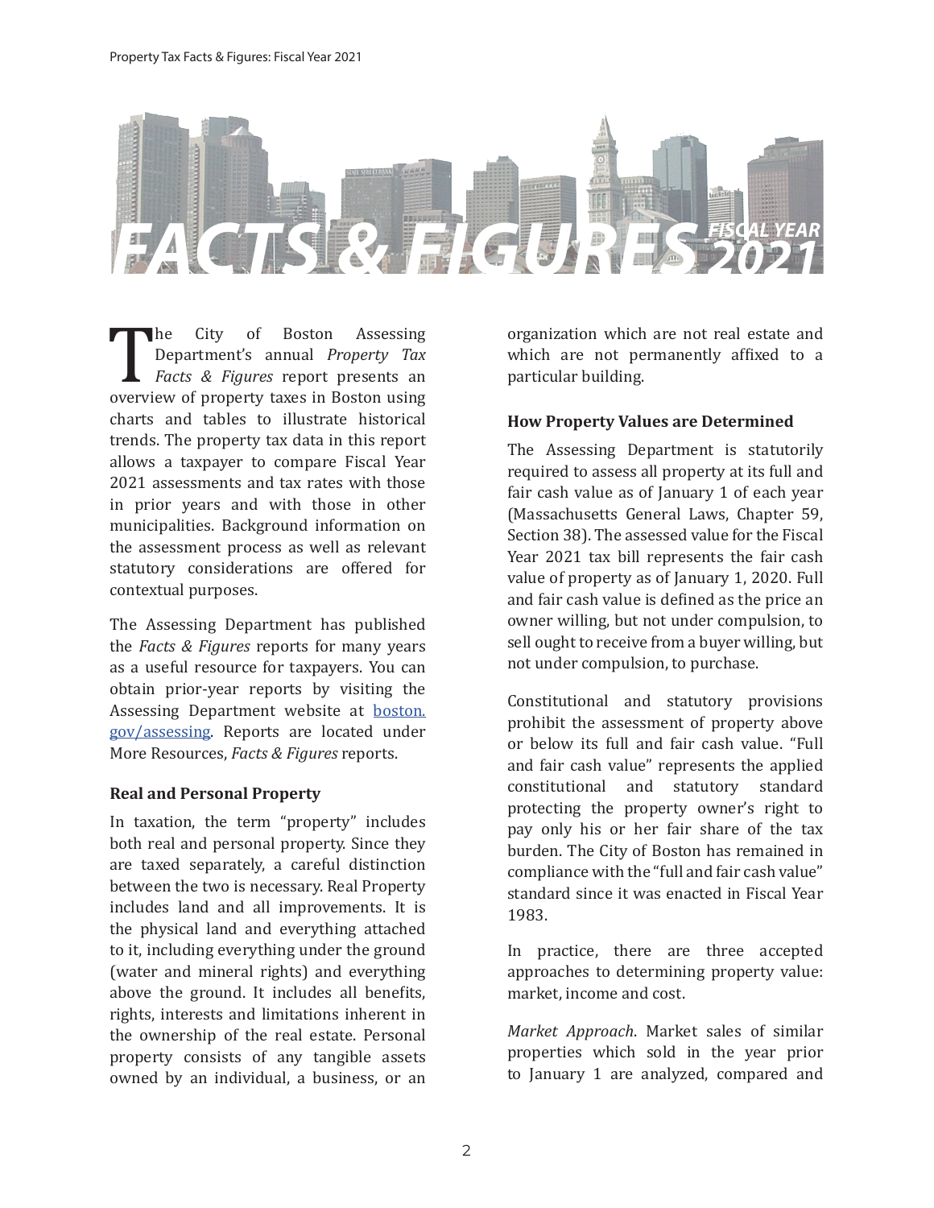# FACTS & FIGURES FISCAL YEAR 2021

The City of Boston Assessing Department's annual *Property Tax Facts & Figures* report presents an overview of property taxes in Boston using charts and tables to illustrate historical trends. The property tax data in this report allows a taxpayer to compare Fiscal Year 2021 assessments and tax rates with those in prior years and with those in other municipalities. Background information on the assessment process as well as relevant statutory considerations are offered for contextual purposes.

The Assessing Department has published the *Facts & Figures* reports for many years as a useful resource for taxpayers. You can obtain prior-year reports by visiting the Assessing Department website at [boston.gov/assessing](boston.gov/assessing). Reports are located under More Resources, *Facts & Figures* reports.

**Real and Personal Property**

In taxation, the term "property" includes both real and personal property. Since they are taxed separately, a careful distinction between the two is necessary. Real Property includes land and all improvements. It is the physical land and everything attached to it, including everything under the ground (water and mineral rights) and everything above the ground. It includes all benefits, rights, interests and limitations inherent in the ownership of the real estate. Personal property consists of any tangible assets owned by an individual, a business, or an organization which are not real estate and which are not permanently affixed to a particular building.

**How Property Values are Determined**

The Assessing Department is statutorily required to assess all property at its full and fair cash value as of January 1 of each year (Massachusetts General Laws, Chapter 59, Section 38). The assessed value for the Fiscal Year 2021 tax bill represents the fair cash value of property as of January 1, 2020. Full and fair cash value is defined as the price an owner willing, but not under compulsion, to sell ought to receive from a buyer willing, but not under compulsion, to purchase.

Constitutional and statutory provisions prohibit the assessment of property above or below its full and fair cash value. "Full and fair cash value" represents the applied constitutional and statutory standard protecting the property owner's right to pay only his or her fair share of the tax burden. The City of Boston has remained in compliance with the "full and fair cash value" standard since it was enacted in Fiscal Year 1983.

In practice, there are three accepted approaches to determining property value: market, income and cost.

*Market Approach*. Market sales of similar properties which sold in the year prior to January 1 are analyzed, compared and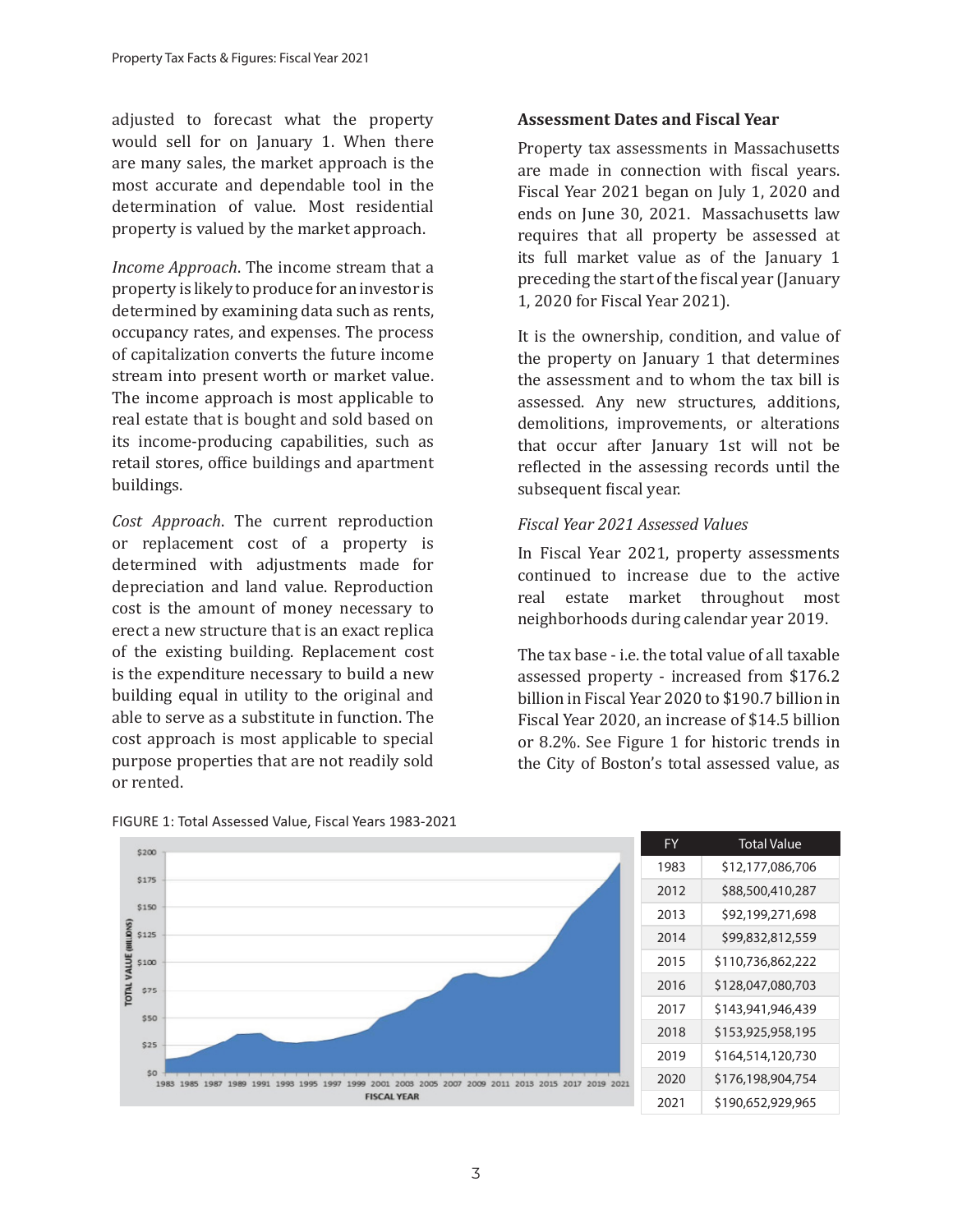adjusted to forecast what the property would sell for on January 1. When there are many sales, the market approach is the most accurate and dependable tool in the determination of value. Most residential property is valued by the market approach.

*Income Approach*. The income stream that a property is likely to produce for an investor is determined by examining data such as rents, occupancy rates, and expenses. The process of capitalization converts the future income stream into present worth or market value. The income approach is most applicable to real estate that is bought and sold based on its income-producing capabilities, such as retail stores, office buildings and apartment buildings.

*Cost Approach*. The current reproduction or replacement cost of a property is determined with adjustments made for depreciation and land value. Reproduction cost is the amount of money necessary to erect a new structure that is an exact replica of the existing building. Replacement cost is the expenditure necessary to build a new building equal in utility to the original and able to serve as a substitute in function. The cost approach is most applicable to special purpose properties that are not readily sold or rented.

**Assessment Dates and Fiscal Year**

Property tax assessments in Massachusetts are made in connection with fiscal years. Fiscal Year 2021 began on July 1, 2020 and ends on June 30, 2021. Massachusetts law requires that all property be assessed at its full market value as of the January 1 preceding the start of the fiscal year (January 1, 2020 for Fiscal Year 2021).

It is the ownership, condition, and value of the property on January 1 that determines the assessment and to whom the tax bill is assessed. Any new structures, additions, demolitions, improvements, or alterations that occur after January 1st will not be reflected in the assessing records until the subsequent fiscal year.

*Fiscal Year 2021 Assessed Values*

In Fiscal Year 2021, property assessments continued to increase due to the active real estate market throughout most neighborhoods during calendar year 2019.

The tax base - i.e. the total value of all taxable assessed property - increased from $176.2 billion in Fiscal Year 2020 to $190.7 billion in Fiscal Year 2020, an increase of $14.5 billion or 8.2%. See Figure 1 for historic trends in the City of Boston's total assessed value, as

FIGURE 1: Total Assessed Value, Fiscal Years 1983-2021

| FY | Total Value |
|---|---|
| 1983 | $12,177,086,706 |
| 2012 | $88,500,410,287 |
| 2013 | $92,199,271,698 |
| 2014 | $99,832,812,559 |
| 2015 | $110,736,862,222 |
| 2016 | $128,047,080,703 |
| 2017 | $143,941,946,439 |
| 2018 | $153,925,958,195 |
| 2019 | $164,514,120,730 |
| 2020 | $176,198,904,754 |
| 2021 | $190,652,929,965 |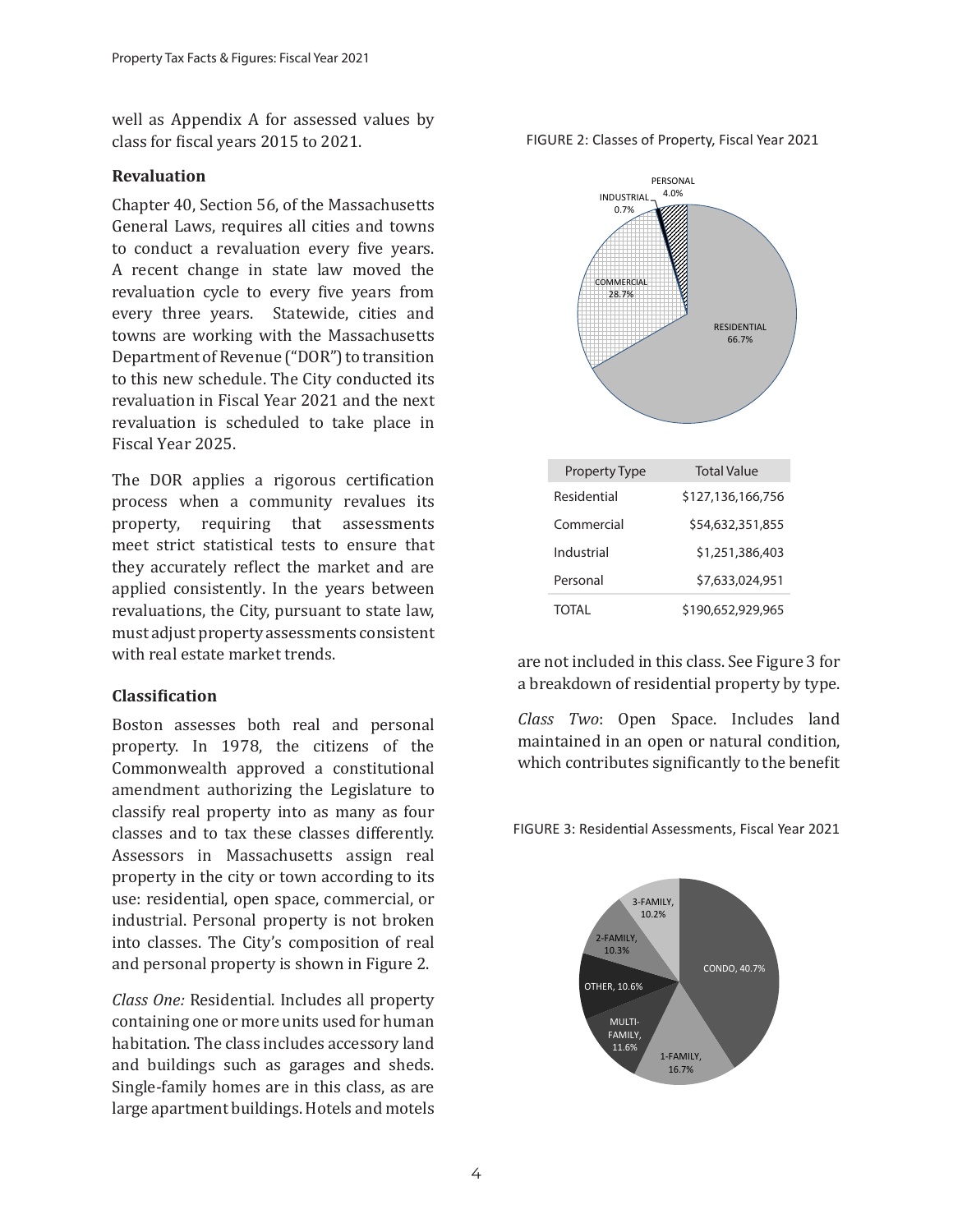well as Appendix A for assessed values by class for fiscal years 2015 to 2021.

### Revaluation

Chapter 40, Section 56, of the Massachusetts General Laws, requires all cities and towns to conduct a revaluation every five years. A recent change in state law moved the revaluation cycle to every five years from every three years. Statewide, cities and towns are working with the Massachusetts Department of Revenue ("DOR") to transition to this new schedule. The City conducted its revaluation in Fiscal Year 2021 and the next revaluation is scheduled to take place in Fiscal Year 2025.

The DOR applies a rigorous certification process when a community revalues its property, requiring that assessments meet strict statistical tests to ensure that they accurately reflect the market and are applied consistently. In the years between revaluations, the City, pursuant to state law, must adjust property assessments consistent with real estate market trends.

### Classification

Boston assesses both real and personal property. In 1978, the citizens of the Commonwealth approved a constitutional amendment authorizing the Legislature to classify real property into as many as four classes and to tax these classes differently. Assessors in Massachusetts assign real property in the city or town according to its use: residential, open space, commercial, or industrial. Personal property is not broken into classes. The City's composition of real and personal property is shown in Figure 2.

*Class One:* Residential. Includes all property containing one or more units used for human habitation. The class includes accessory land and buildings such as garages and sheds. Single-family homes are in this class, as are large apartment buildings. Hotels and motels are not included in this class. See Figure 3 for a breakdown of residential property by type.

*Class Two*: Open Space. Includes land maintained in an open or natural condition, which contributes significantly to the benefit

FIGURE 2: Classes of Property, Fiscal Year 2021

RESIDENTIAL 66.7%; COMMERCIAL 28.7%; INDUSTRIAL 0.7%; PERSONAL 4.0%

| Property Type | Total Value |
|---|---|
| Residential | $127,136,166,756 |
| Commercial | $54,632,351,855 |
| Industrial | $1,251,386,403 |
| Personal | $7,633,024,951 |
| TOTAL | $190,652,929,965 |

FIGURE 3: Residential Assessments, Fiscal Year 2021

CONDO, 40.7%; 1-FAMILY, 16.7%; MULTI-FAMILY, 11.6%; OTHER, 10.6%; 2-FAMILY, 10.3%; 3-FAMILY, 10.2%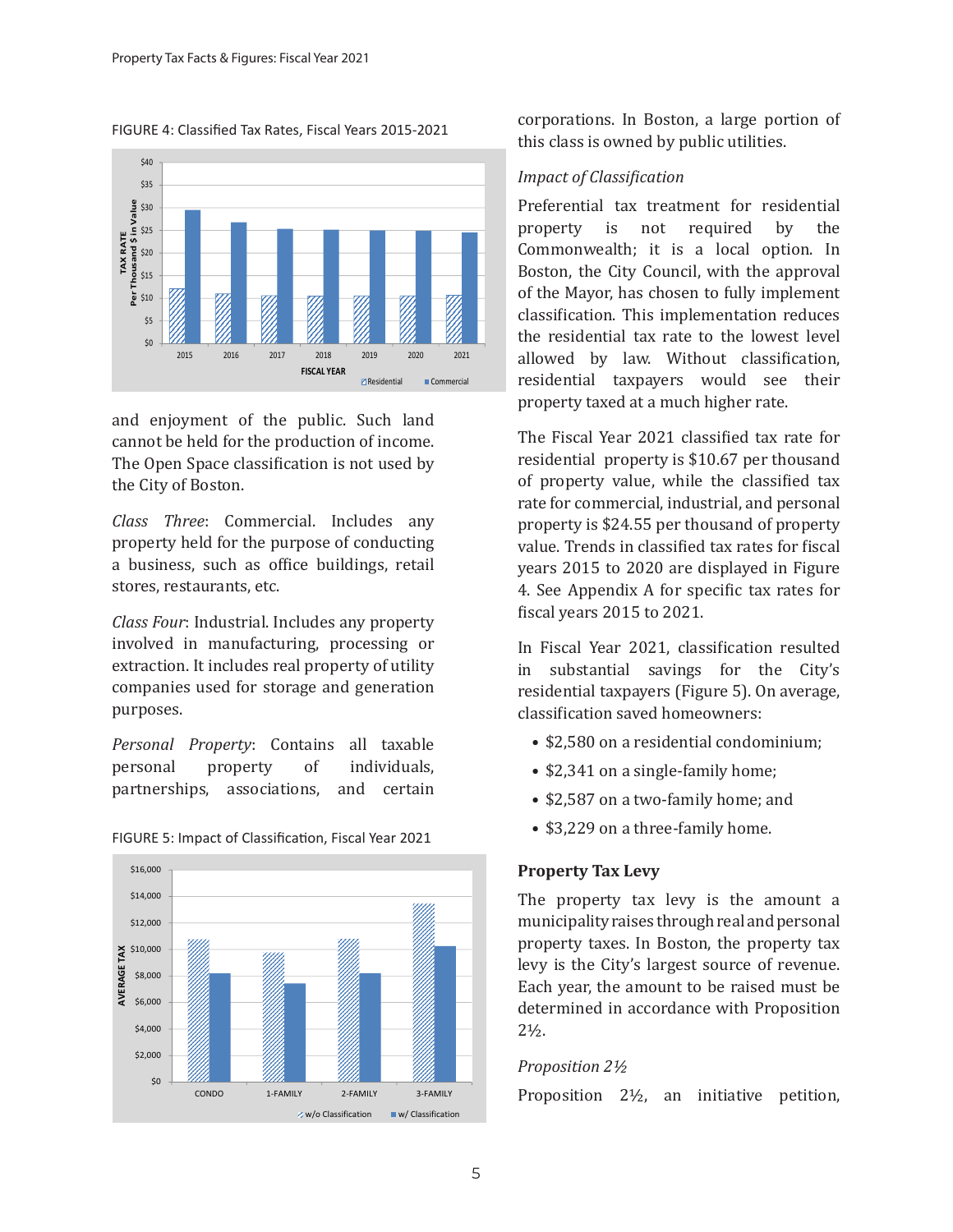FIGURE 4: Classified Tax Rates, Fiscal Years 2015-2021

and enjoyment of the public. Such land cannot be held for the production of income. The Open Space classification is not used by the City of Boston.

*Class Three*: Commercial. Includes any property held for the purpose of conducting a business, such as office buildings, retail stores, restaurants, etc.

*Class Four*: Industrial. Includes any property involved in manufacturing, processing or extraction. It includes real property of utility companies used for storage and generation purposes.

*Personal Property*: Contains all taxable personal property of individuals, partnerships, associations, and certain corporations. In Boston, a large portion of this class is owned by public utilities.

FIGURE 5: Impact of Classification, Fiscal Year 2021

*Impact of Classification*

Preferential tax treatment for residential property is not required by the Commonwealth; it is a local option. In Boston, the City Council, with the approval of the Mayor, has chosen to fully implement classification. This implementation reduces the residential tax rate to the lowest level allowed by law. Without classification, residential taxpayers would see their property taxed at a much higher rate.

The Fiscal Year 2021 classified tax rate for residential property is $10.67 per thousand of property value, while the classified tax rate for commercial, industrial, and personal property is $24.55 per thousand of property value. Trends in classified tax rates for fiscal years 2015 to 2020 are displayed in Figure 4. See Appendix A for specific tax rates for fiscal years 2015 to 2021.

In Fiscal Year 2021, classification resulted in substantial savings for the City's residential taxpayers (Figure 5). On average, classification saved homeowners:

- $2,580 on a residential condominium;
- $2,341 on a single-family home;
- $2,587 on a two-family home; and
- $3,229 on a three-family home.

## Property Tax Levy

The property tax levy is the amount a municipality raises through real and personal property taxes. In Boston, the property tax levy is the City's largest source of revenue. Each year, the amount to be raised must be determined in accordance with Proposition 2½.

*Proposition 2½*

Proposition 2½, an initiative petition,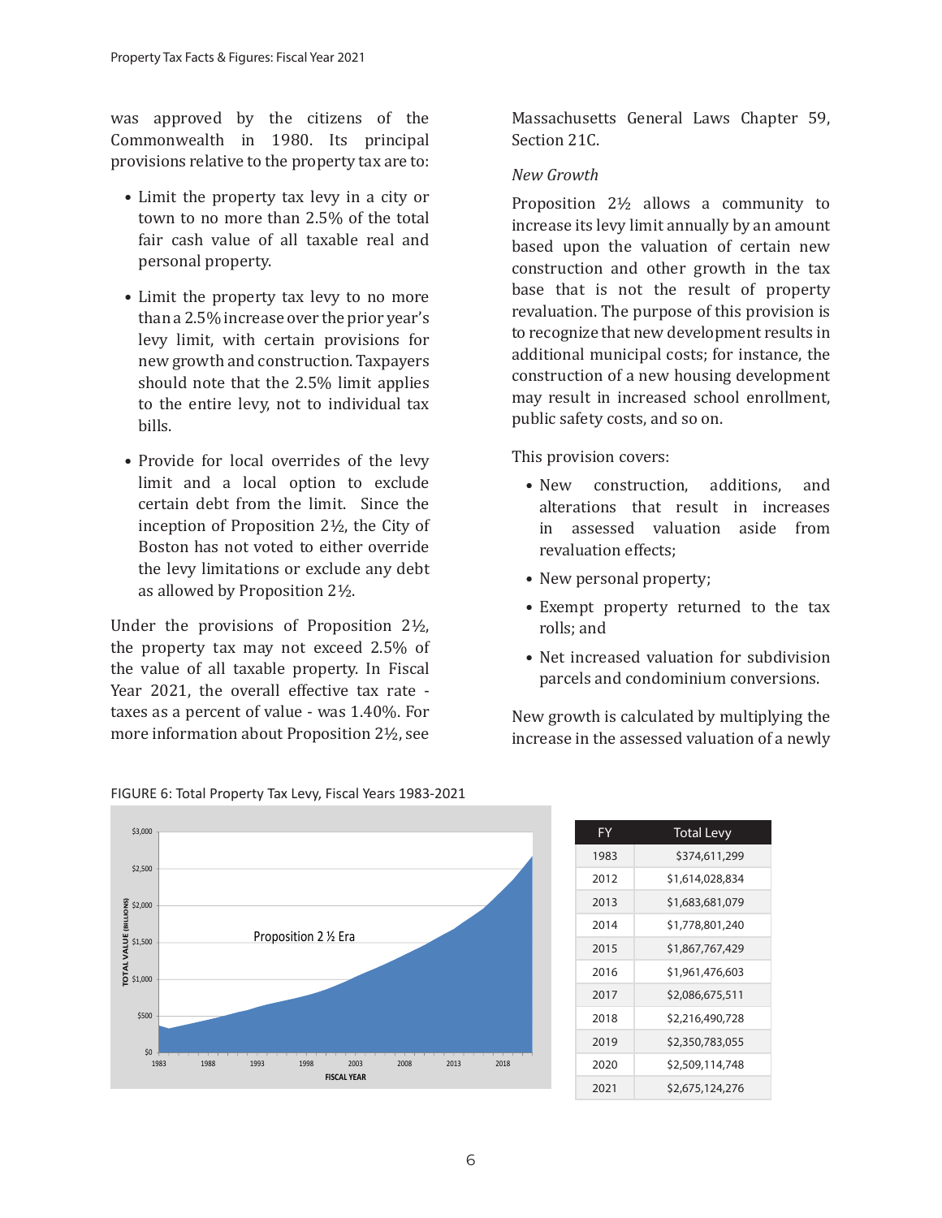was approved by the citizens of the Commonwealth in 1980. Its principal provisions relative to the property tax are to:

- Limit the property tax levy in a city or town to no more than 2.5% of the total fair cash value of all taxable real and personal property.
- Limit the property tax levy to no more than a 2.5% increase over the prior year's levy limit, with certain provisions for new growth and construction. Taxpayers should note that the 2.5% limit applies to the entire levy, not to individual tax bills.
- Provide for local overrides of the levy limit and a local option to exclude certain debt from the limit. Since the inception of Proposition 2½, the City of Boston has not voted to either override the levy limitations or exclude any debt as allowed by Proposition 2½.

Under the provisions of Proposition 2½, the property tax may not exceed 2.5% of the value of all taxable property. In Fiscal Year 2021, the overall effective tax rate - taxes as a percent of value - was 1.40%. For more information about Proposition 2½, see Massachusetts General Laws Chapter 59, Section 21C.

*New Growth*

Proposition 2½ allows a community to increase its levy limit annually by an amount based upon the valuation of certain new construction and other growth in the tax base that is not the result of property revaluation. The purpose of this provision is to recognize that new development results in additional municipal costs; for instance, the construction of a new housing development may result in increased school enrollment, public safety costs, and so on.

This provision covers:

- New construction, additions, and alterations that result in increases in assessed valuation aside from revaluation effects;
- New personal property;
- Exempt property returned to the tax rolls; and
- Net increased valuation for subdivision parcels and condominium conversions.

New growth is calculated by multiplying the increase in the assessed valuation of a newly

FIGURE 6: Total Property Tax Levy, Fiscal Years 1983-2021

| FY | Total Levy |
|---|---|
| 1983 | $374,611,299 |
| 2012 | $1,614,028,834 |
| 2013 | $1,683,681,079 |
| 2014 | $1,778,801,240 |
| 2015 | $1,867,767,429 |
| 2016 | $1,961,476,603 |
| 2017 | $2,086,675,511 |
| 2018 | $2,216,490,728 |
| 2019 | $2,350,783,055 |
| 2020 | $2,509,114,748 |
| 2021 | $2,675,124,276 |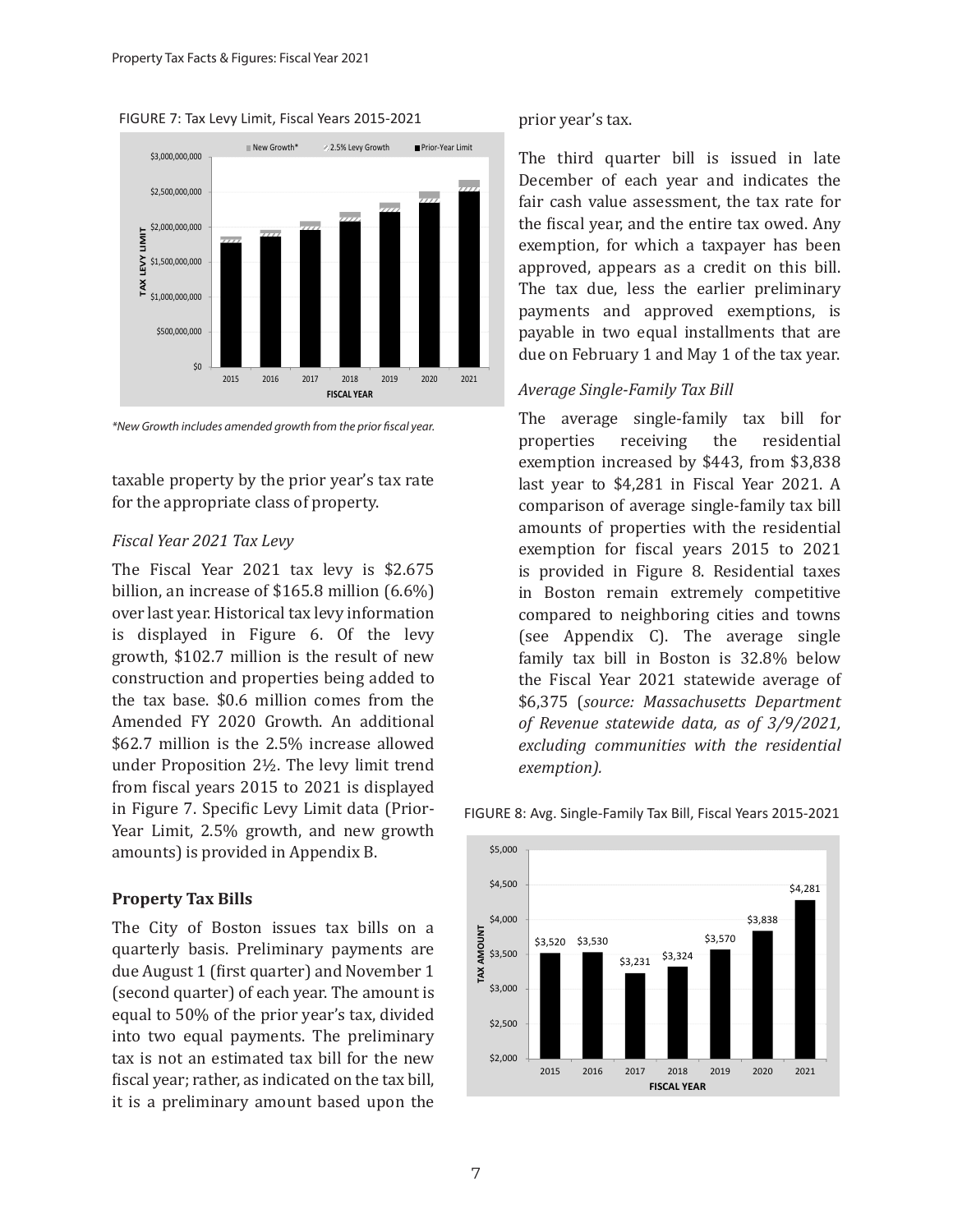FIGURE 7: Tax Levy Limit, Fiscal Years 2015-2021

*New Growth includes amended growth from the prior fiscal year.*

taxable property by the prior year's tax rate for the appropriate class of property.

*Fiscal Year 2021 Tax Levy*

The Fiscal Year 2021 tax levy is $2.675 billion, an increase of $165.8 million (6.6%) over last year. Historical tax levy information is displayed in Figure 6. Of the levy growth, $102.7 million is the result of new construction and properties being added to the tax base. $0.6 million comes from the Amended FY 2020 Growth. An additional $62.7 million is the 2.5% increase allowed under Proposition 2½. The levy limit trend from fiscal years 2015 to 2021 is displayed in Figure 7. Specific Levy Limit data (Prior-Year Limit, 2.5% growth, and new growth amounts) is provided in Appendix B.

**Property Tax Bills**

The City of Boston issues tax bills on a quarterly basis. Preliminary payments are due August 1 (first quarter) and November 1 (second quarter) of each year. The amount is equal to 50% of the prior year's tax, divided into two equal payments. The preliminary tax is not an estimated tax bill for the new fiscal year; rather, as indicated on the tax bill, it is a preliminary amount based upon the prior year's tax.

The third quarter bill is issued in late December of each year and indicates the fair cash value assessment, the tax rate for the fiscal year, and the entire tax owed. Any exemption, for which a taxpayer has been approved, appears as a credit on this bill. The tax due, less the earlier preliminary payments and approved exemptions, is payable in two equal installments that are due on February 1 and May 1 of the tax year.

*Average Single-Family Tax Bill*

The average single-family tax bill for properties receiving the residential exemption increased by $443, from $3,838 last year to $4,281 in Fiscal Year 2021. A comparison of average single-family tax bill amounts of properties with the residential exemption for fiscal years 2015 to 2021 is provided in Figure 8. Residential taxes in Boston remain extremely competitive compared to neighboring cities and towns (see Appendix C). The average single family tax bill in Boston is 32.8% below the Fiscal Year 2021 statewide average of $6,375 (*source: Massachusetts Department of Revenue statewide data, as of 3/9/2021, excluding communities with the residential exemption).*

FIGURE 8: Avg. Single-Family Tax Bill, Fiscal Years 2015-2021

| Fiscal Year | Tax Amount |
|---|---|
| 2015 | $3,520 |
| 2016 | $3,530 |
| 2017 | $3,231 |
| 2018 | $3,324 |
| 2019 | $3,570 |
| 2020 | $3,838 |
| 2021 | $4,281 |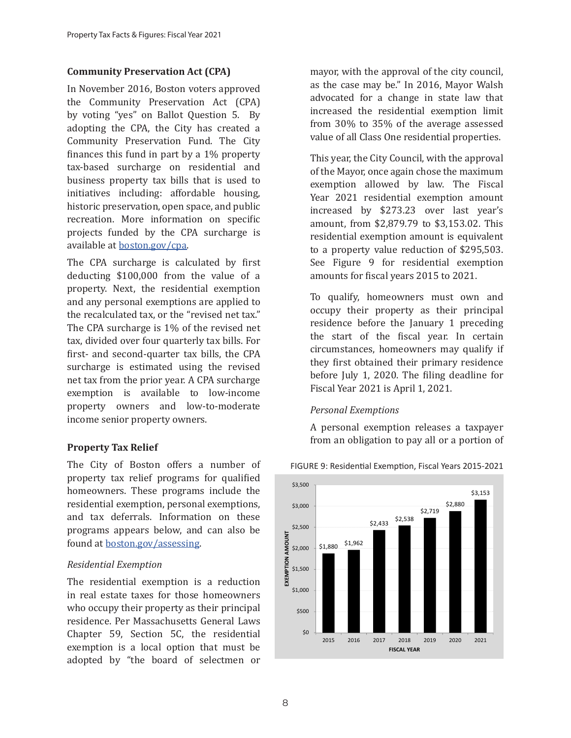### Community Preservation Act (CPA)

In November 2016, Boston voters approved the Community Preservation Act (CPA) by voting "yes" on Ballot Question 5. By adopting the CPA, the City has created a Community Preservation Fund. The City finances this fund in part by a 1% property tax-based surcharge on residential and business property tax bills that is used to initiatives including: affordable housing, historic preservation, open space, and public recreation. More information on specific projects funded by the CPA surcharge is available at boston.gov/cpa.

The CPA surcharge is calculated by first deducting $100,000 from the value of a property. Next, the residential exemption and any personal exemptions are applied to the recalculated tax, or the "revised net tax." The CPA surcharge is 1% of the revised net tax, divided over four quarterly tax bills. For first- and second-quarter tax bills, the CPA surcharge is estimated using the revised net tax from the prior year. A CPA surcharge exemption is available to low-income property owners and low-to-moderate income senior property owners.

### Property Tax Relief

The City of Boston offers a number of property tax relief programs for qualified homeowners. These programs include the residential exemption, personal exemptions, and tax deferrals. Information on these programs appears below, and can also be found at boston.gov/assessing.

*Residential Exemption*

The residential exemption is a reduction in real estate taxes for those homeowners who occupy their property as their principal residence. Per Massachusetts General Laws Chapter 59, Section 5C, the residential exemption is a local option that must be adopted by "the board of selectmen or mayor, with the approval of the city council, as the case may be." In 2016, Mayor Walsh advocated for a change in state law that increased the residential exemption limit from 30% to 35% of the average assessed value of all Class One residential properties.

This year, the City Council, with the approval of the Mayor, once again chose the maximum exemption allowed by law. The Fiscal Year 2021 residential exemption amount increased by $273.23 over last year's amount, from $2,879.79 to $3,153.02. This residential exemption amount is equivalent to a property value reduction of $295,503. See Figure 9 for residential exemption amounts for fiscal years 2015 to 2021.

To qualify, homeowners must own and occupy their property as their principal residence before the January 1 preceding the start of the fiscal year. In certain circumstances, homeowners may qualify if they first obtained their primary residence before July 1, 2020. The filing deadline for Fiscal Year 2021 is April 1, 2021.

*Personal Exemptions*

A personal exemption releases a taxpayer from an obligation to pay all or a portion of

FIGURE 9: Residential Exemption, Fiscal Years 2015-2021

| Fiscal Year | Exemption Amount |
|---|---|
| 2015 | $1,880 |
| 2016 | $1,962 |
| 2017 | $2,433 |
| 2018 | $2,538 |
| 2019 | $2,719 |
| 2020 | $2,880 |
| 2021 | $3,153 |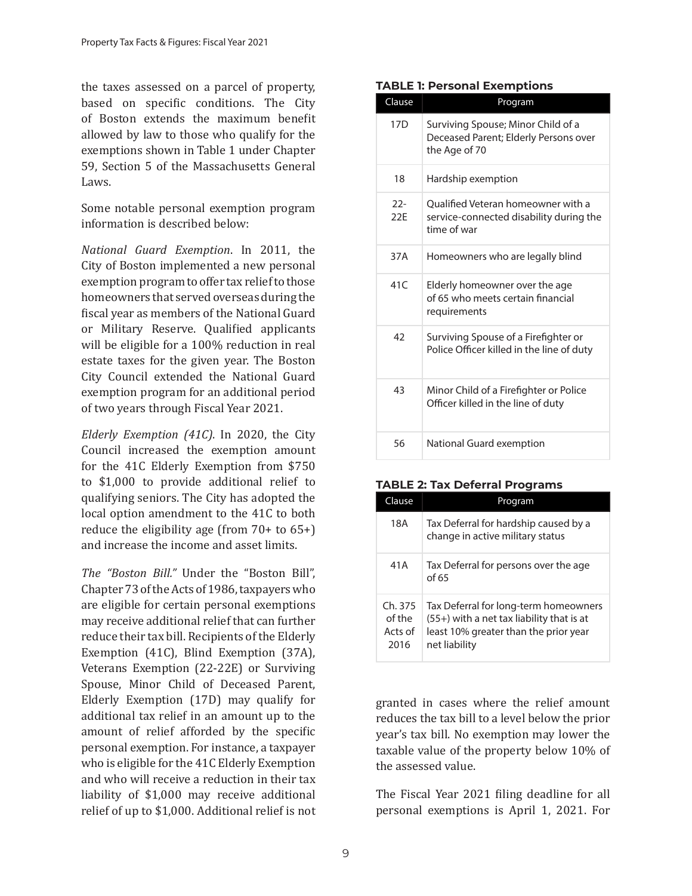the taxes assessed on a parcel of property, based on specific conditions. The City of Boston extends the maximum benefit allowed by law to those who qualify for the exemptions shown in Table 1 under Chapter 59, Section 5 of the Massachusetts General Laws.

Some notable personal exemption program information is described below:

*National Guard Exemption*. In 2011, the City of Boston implemented a new personal exemption program to offer tax relief to those homeowners that served overseas during the fiscal year as members of the National Guard or Military Reserve. Qualified applicants will be eligible for a 100% reduction in real estate taxes for the given year. The Boston City Council extended the National Guard exemption program for an additional period of two years through Fiscal Year 2021.

*Elderly Exemption (41C)*. In 2020, the City Council increased the exemption amount for the 41C Elderly Exemption from $750 to $1,000 to provide additional relief to qualifying seniors. The City has adopted the local option amendment to the 41C to both reduce the eligibility age (from 70+ to 65+) and increase the income and asset limits.

*The "Boston Bill."* Under the "Boston Bill", Chapter 73 of the Acts of 1986, taxpayers who are eligible for certain personal exemptions may receive additional relief that can further reduce their tax bill. Recipients of the Elderly Exemption (41C), Blind Exemption (37A), Veterans Exemption (22-22E) or Surviving Spouse, Minor Child of Deceased Parent, Elderly Exemption (17D) may qualify for additional tax relief in an amount up to the amount of relief afforded by the specific personal exemption. For instance, a taxpayer who is eligible for the 41C Elderly Exemption and who will receive a reduction in their tax liability of $1,000 may receive additional relief of up to $1,000. Additional relief is not granted in cases where the relief amount reduces the tax bill to a level below the prior year's tax bill. No exemption may lower the taxable value of the property below 10% of the assessed value.

The Fiscal Year 2021 filing deadline for all personal exemptions is April 1, 2021. For

**TABLE 1: Personal Exemptions**

| Clause | Program |
|---|---|
| 17D | Surviving Spouse; Minor Child of a Deceased Parent; Elderly Persons over the Age of 70 |
| 18 | Hardship exemption |
| 22-22E | Qualified Veteran homeowner with a service-connected disability during the time of war |
| 37A | Homeowners who are legally blind |
| 41C | Elderly homeowner over the age of 65 who meets certain financial requirements |
| 42 | Surviving Spouse of a Firefighter or Police Officer killed in the line of duty |
| 43 | Minor Child of a Firefighter or Police Officer killed in the line of duty |
| 56 | National Guard exemption |

**TABLE 2: Tax Deferral Programs**

| Clause | Program |
|---|---|
| 18A | Tax Deferral for hardship caused by a change in active military status |
| 41A | Tax Deferral for persons over the age of 65 |
| Ch. 375 of the Acts of 2016 | Tax Deferral for long-term homeowners (55+) with a net tax liability that is at least 10% greater than the prior year net liability |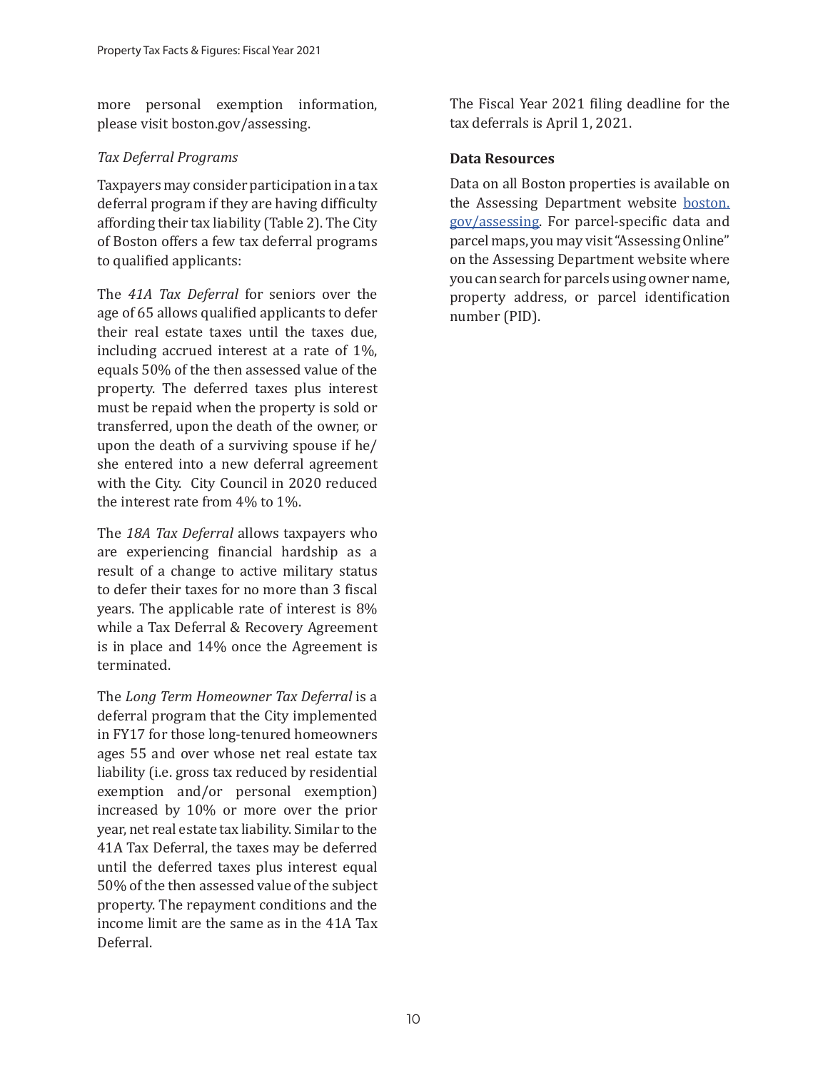more personal exemption information, please visit boston.gov/assessing.

*Tax Deferral Programs*

Taxpayers may consider participation in a tax deferral program if they are having difficulty affording their tax liability (Table 2). The City of Boston offers a few tax deferral programs to qualified applicants:

The *41A Tax Deferral* for seniors over the age of 65 allows qualified applicants to defer their real estate taxes until the taxes due, including accrued interest at a rate of 1%, equals 50% of the then assessed value of the property. The deferred taxes plus interest must be repaid when the property is sold or transferred, upon the death of the owner, or upon the death of a surviving spouse if he/she entered into a new deferral agreement with the City. City Council in 2020 reduced the interest rate from 4% to 1%.

The *18A Tax Deferral* allows taxpayers who are experiencing financial hardship as a result of a change to active military status to defer their taxes for no more than 3 fiscal years. The applicable rate of interest is 8% while a Tax Deferral & Recovery Agreement is in place and 14% once the Agreement is terminated.

The *Long Term Homeowner Tax Deferral* is a deferral program that the City implemented in FY17 for those long-tenured homeowners ages 55 and over whose net real estate tax liability (i.e. gross tax reduced by residential exemption and/or personal exemption) increased by 10% or more over the prior year, net real estate tax liability. Similar to the 41A Tax Deferral, the taxes may be deferred until the deferred taxes plus interest equal 50% of the then assessed value of the subject property. The repayment conditions and the income limit are the same as in the 41A Tax Deferral.

The Fiscal Year 2021 filing deadline for the tax deferrals is April 1, 2021.

**Data Resources**

Data on all Boston properties is available on the Assessing Department website [boston.gov/assessing](boston.gov/assessing). For parcel-specific data and parcel maps, you may visit "Assessing Online" on the Assessing Department website where you can search for parcels using owner name, property address, or parcel identification number (PID).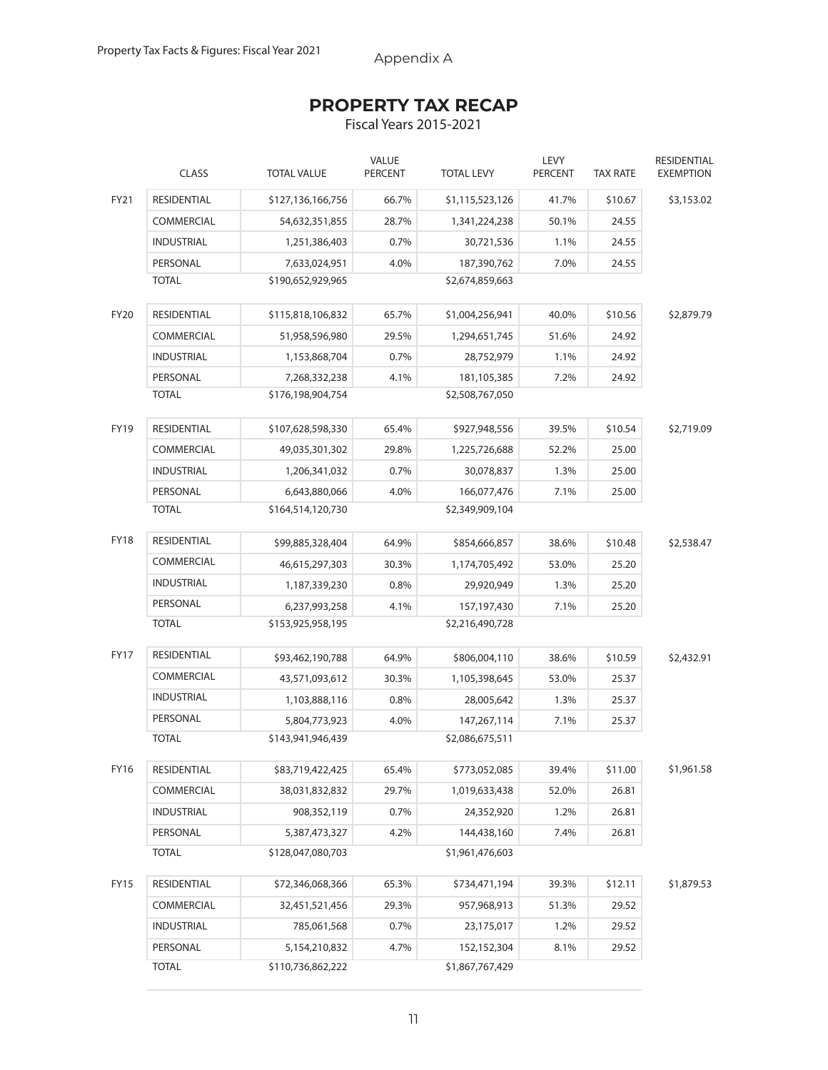Appendix A

## PROPERTY TAX RECAP

Fiscal Years 2015-2021

| | CLASS | TOTAL VALUE | VALUE PERCENT | TOTAL LEVY | LEVY PERCENT | TAX RATE | RESIDENTIAL EXEMPTION |
|---|---|---|---|---|---|---|---|
| FY21 | RESIDENTIAL | $127,136,166,756 | 66.7% | $1,115,523,126 | 41.7% | $10.67 | $3,153.02 |
| | COMMERCIAL | 54,632,351,855 | 28.7% | 1,341,224,238 | 50.1% | 24.55 | |
| | INDUSTRIAL | 1,251,386,403 | 0.7% | 30,721,536 | 1.1% | 24.55 | |
| | PERSONAL | 7,633,024,951 | 4.0% | 187,390,762 | 7.0% | 24.55 | |
| | TOTAL | $190,652,929,965 | | $2,674,859,663 | | | |
| FY20 | RESIDENTIAL | $115,818,106,832 | 65.7% | $1,004,256,941 | 40.0% | $10.56 | $2,879.79 |
| | COMMERCIAL | 51,958,596,980 | 29.5% | 1,294,651,745 | 51.6% | 24.92 | |
| | INDUSTRIAL | 1,153,868,704 | 0.7% | 28,752,979 | 1.1% | 24.92 | |
| | PERSONAL | 7,268,332,238 | 4.1% | 181,105,385 | 7.2% | 24.92 | |
| | TOTAL | $176,198,904,754 | | $2,508,767,050 | | | |
| FY19 | RESIDENTIAL | $107,628,598,330 | 65.4% | $927,948,556 | 39.5% | $10.54 | $2,719.09 |
| | COMMERCIAL | 49,035,301,302 | 29.8% | 1,225,726,688 | 52.2% | 25.00 | |
| | INDUSTRIAL | 1,206,341,032 | 0.7% | 30,078,837 | 1.3% | 25.00 | |
| | PERSONAL | 6,643,880,066 | 4.0% | 166,077,476 | 7.1% | 25.00 | |
| | TOTAL | $164,514,120,730 | | $2,349,909,104 | | | |
| FY18 | RESIDENTIAL | $99,885,328,404 | 64.9% | $854,666,857 | 38.6% | $10.48 | $2,538.47 |
| | COMMERCIAL | 46,615,297,303 | 30.3% | 1,174,705,492 | 53.0% | 25.20 | |
| | INDUSTRIAL | 1,187,339,230 | 0.8% | 29,920,949 | 1.3% | 25.20 | |
| | PERSONAL | 6,237,993,258 | 4.1% | 157,197,430 | 7.1% | 25.20 | |
| | TOTAL | $153,925,958,195 | | $2,216,490,728 | | | |
| FY17 | RESIDENTIAL | $93,462,190,788 | 64.9% | $806,004,110 | 38.6% | $10.59 | $2,432.91 |
| | COMMERCIAL | 43,571,093,612 | 30.3% | 1,105,398,645 | 53.0% | 25.37 | |
| | INDUSTRIAL | 1,103,888,116 | 0.8% | 28,005,642 | 1.3% | 25.37 | |
| | PERSONAL | 5,804,773,923 | 4.0% | 147,267,114 | 7.1% | 25.37 | |
| | TOTAL | $143,941,946,439 | | $2,086,675,511 | | | |
| FY16 | RESIDENTIAL | $83,719,422,425 | 65.4% | $773,052,085 | 39.4% | $11.00 | $1,961.58 |
| | COMMERCIAL | 38,031,832,832 | 29.7% | 1,019,633,438 | 52.0% | 26.81 | |
| | INDUSTRIAL | 908,352,119 | 0.7% | 24,352,920 | 1.2% | 26.81 | |
| | PERSONAL | 5,387,473,327 | 4.2% | 144,438,160 | 7.4% | 26.81 | |
| | TOTAL | $128,047,080,703 | | $1,961,476,603 | | | |
| FY15 | RESIDENTIAL | $72,346,068,366 | 65.3% | $734,471,194 | 39.3% | $12.11 | $1,879.53 |
| | COMMERCIAL | 32,451,521,456 | 29.3% | 957,968,913 | 51.3% | 29.52 | |
| | INDUSTRIAL | 785,061,568 | 0.7% | 23,175,017 | 1.2% | 29.52 | |
| | PERSONAL | 5,154,210,832 | 4.7% | 152,152,304 | 8.1% | 29.52 | |
| | TOTAL | $110,736,862,222 | | $1,867,767,429 | | | |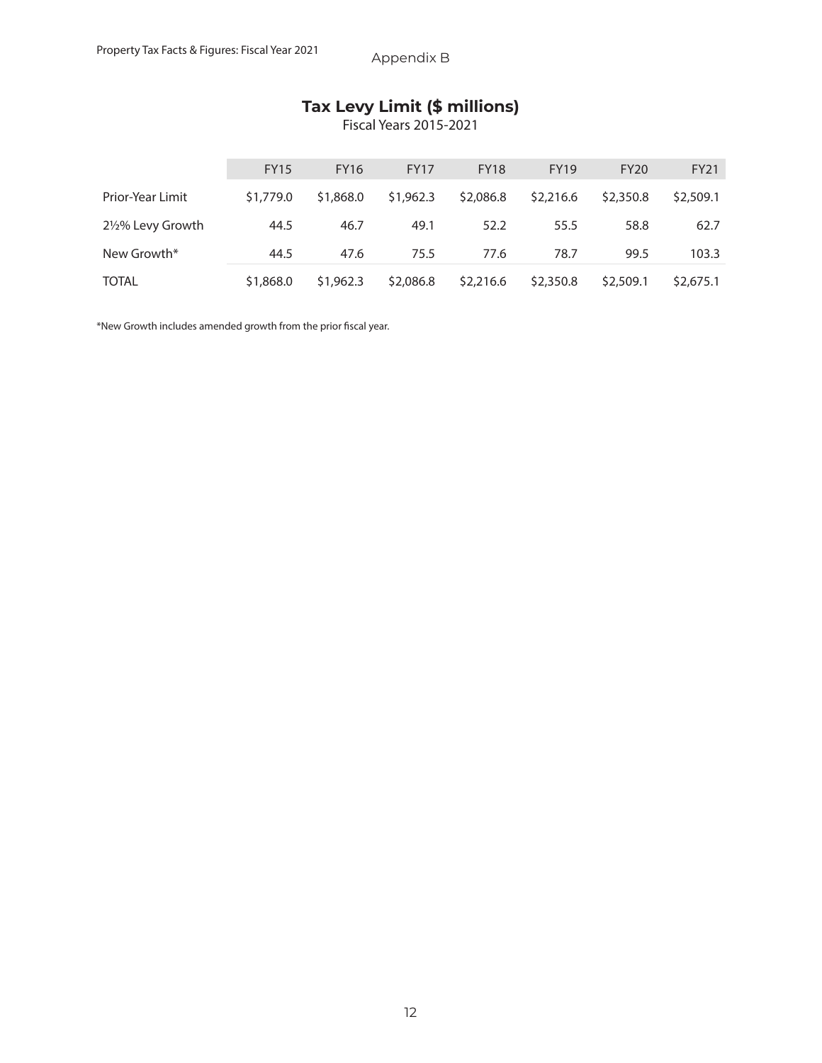Appendix B

## Tax Levy Limit ($ millions)

Fiscal Years 2015-2021

| | FY15 | FY16 | FY17 | FY18 | FY19 | FY20 | FY21 |
|---|---|---|---|---|---|---|---|
| Prior-Year Limit | $1,779.0 | $1,868.0 | $1,962.3 | $2,086.8 | $2,216.6 | $2,350.8 | $2,509.1 |
| 2½% Levy Growth | 44.5 | 46.7 | 49.1 | 52.2 | 55.5 | 58.8 | 62.7 |
| New Growth* | 44.5 | 47.6 | 75.5 | 77.6 | 78.7 | 99.5 | 103.3 |
| TOTAL | $1,868.0 | $1,962.3 | $2,086.8 | $2,216.6 | $2,350.8 | $2,509.1 | $2,675.1 |

*New Growth includes amended growth from the prior fiscal year.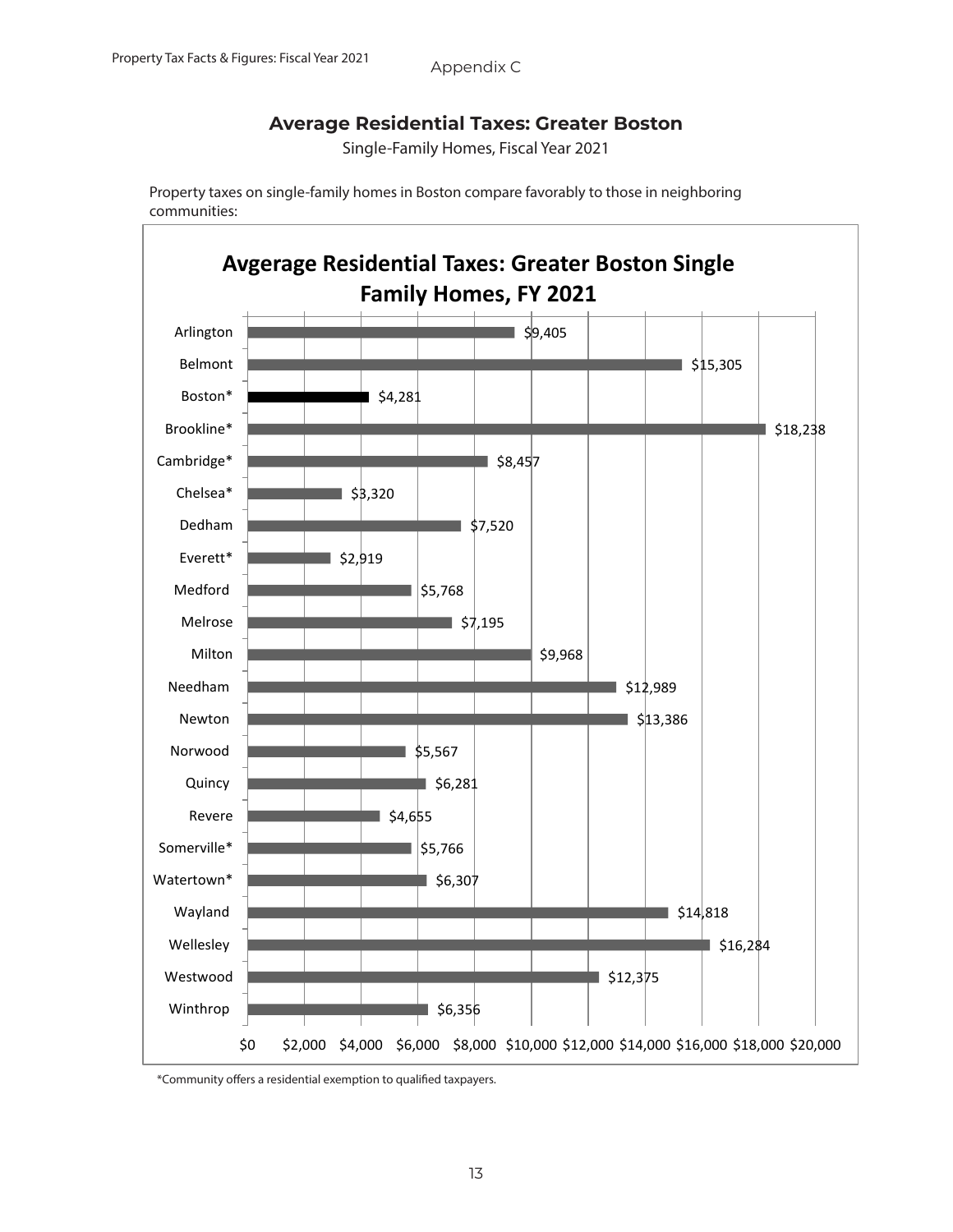Appendix C

## Average Residential Taxes: Greater Boston

Single-Family Homes, Fiscal Year 2021

Property taxes on single-family homes in Boston compare favorably to those in neighboring communities:

**Avgerage Residential Taxes: Greater Boston Single Family Homes, FY 2021**

Arlington $9,405
Belmont $15,305
Boston* $4,281
Brookline* $18,238
Cambridge* $8,457
Chelsea* $3,320
Dedham $7,520
Everett* $2,919
Medford $5,768
Melrose $7,195
Milton $9,968
Needham $12,989
Newton $13,386
Norwood $5,567
Quincy $6,281
Revere $4,655
Somerville* $5,766
Watertown* $6,307
Wayland $14,818
Wellesley $16,284
Westwood $12,375
Winthrop $6,356

$0 $2,000 $4,000 $6,000 $8,000 $10,000 $12,000 $14,000 $16,000 $18,000 $20,000

*Community offers a residential exemption to qualified taxpayers.